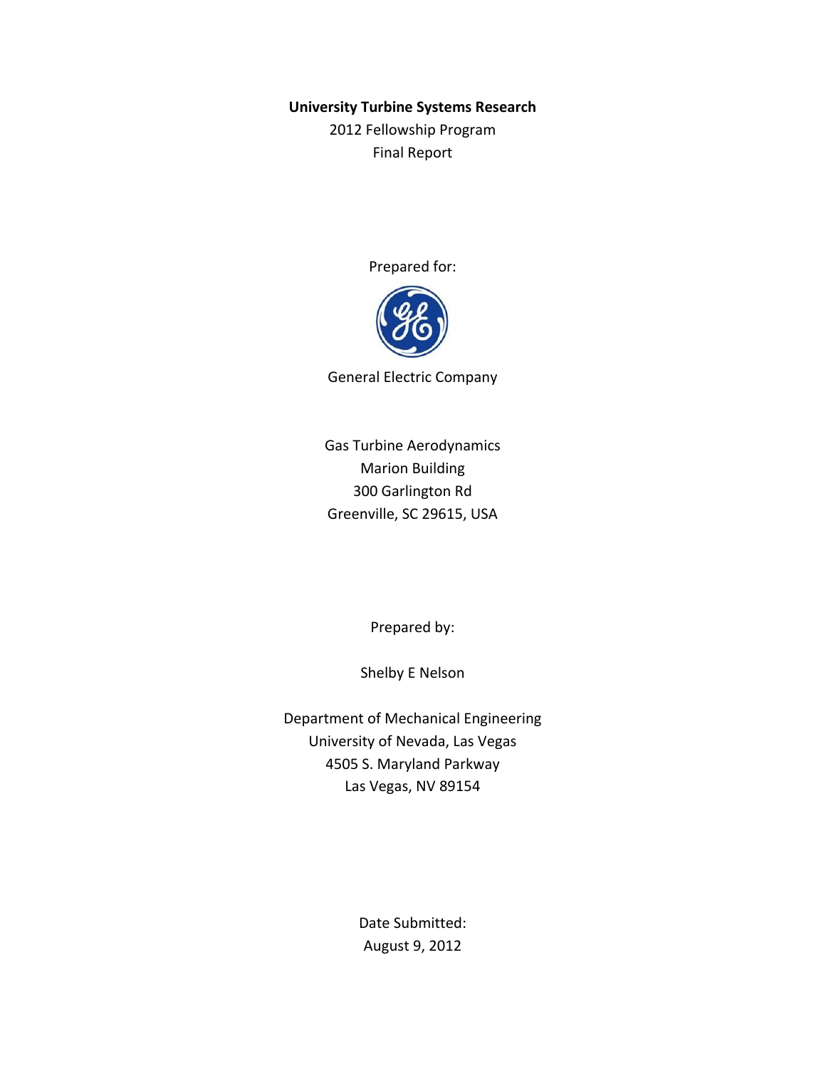**University Turbine Systems Research**

2012 Fellowship Program

Final Report

Prepared for:

General Electric Company

Gas Turbine Aerodynamics

Marion Building

300 Garlington Rd

Greenville, SC 29615, USA

Prepared by:

Shelby E Nelson

Department of Mechanical Engineering

University of Nevada, Las Vegas

4505 S. Maryland Parkway

Las Vegas, NV 89154

Date Submitted:

August 9, 2012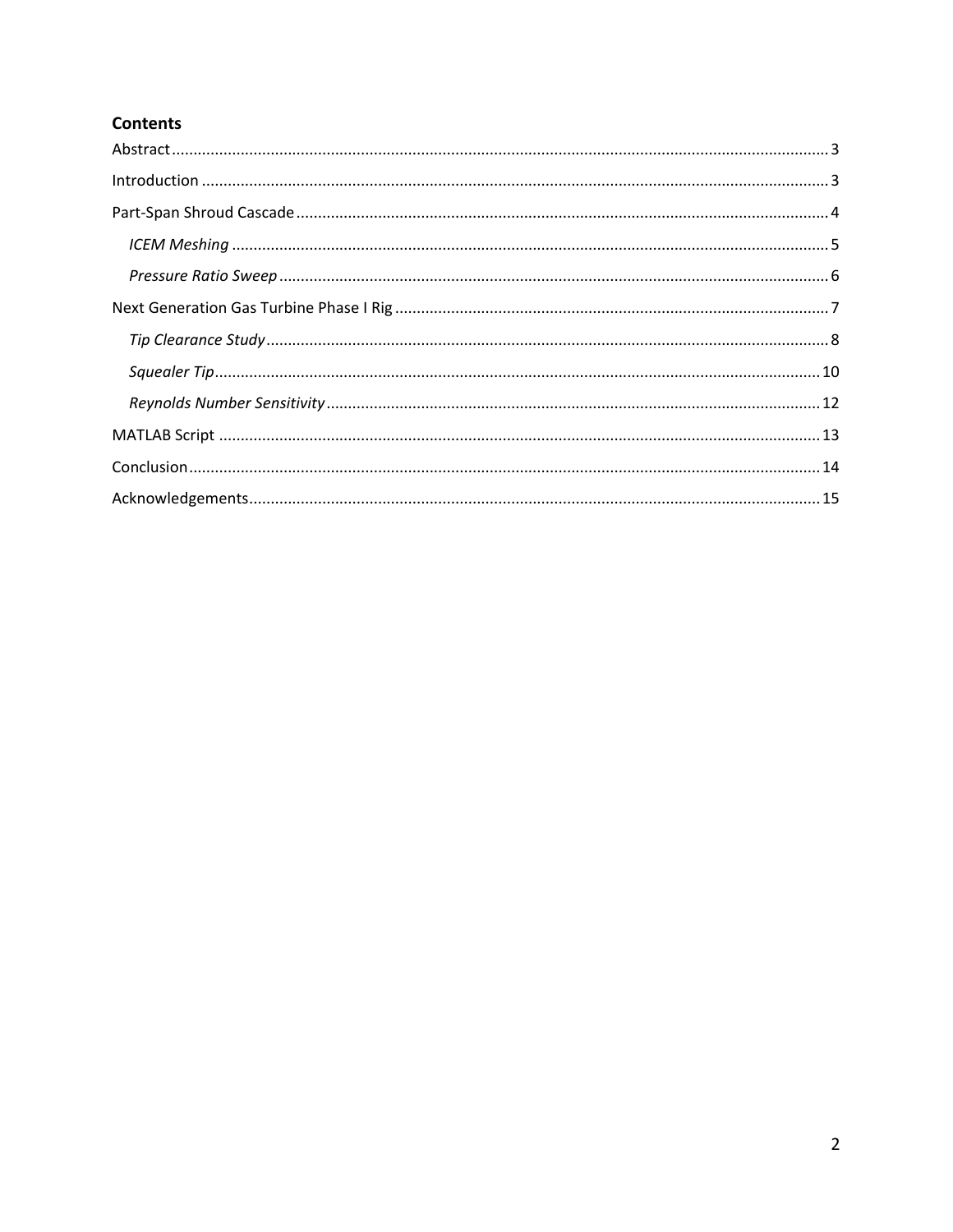## Contents

- Abstract .... 3
- Introduction .... 3
- Part-Span Shroud Cascade .... 4
  - *ICEM Meshing* .... 5
  - *Pressure Ratio Sweep* .... 6
- Next Generation Gas Turbine Phase I Rig .... 7
  - *Tip Clearance Study* .... 8
  - *Squealer Tip* .... 10
  - *Reynolds Number Sensitivity* .... 12
- MATLAB Script .... 13
- Conclusion .... 14
- Acknowledgements .... 15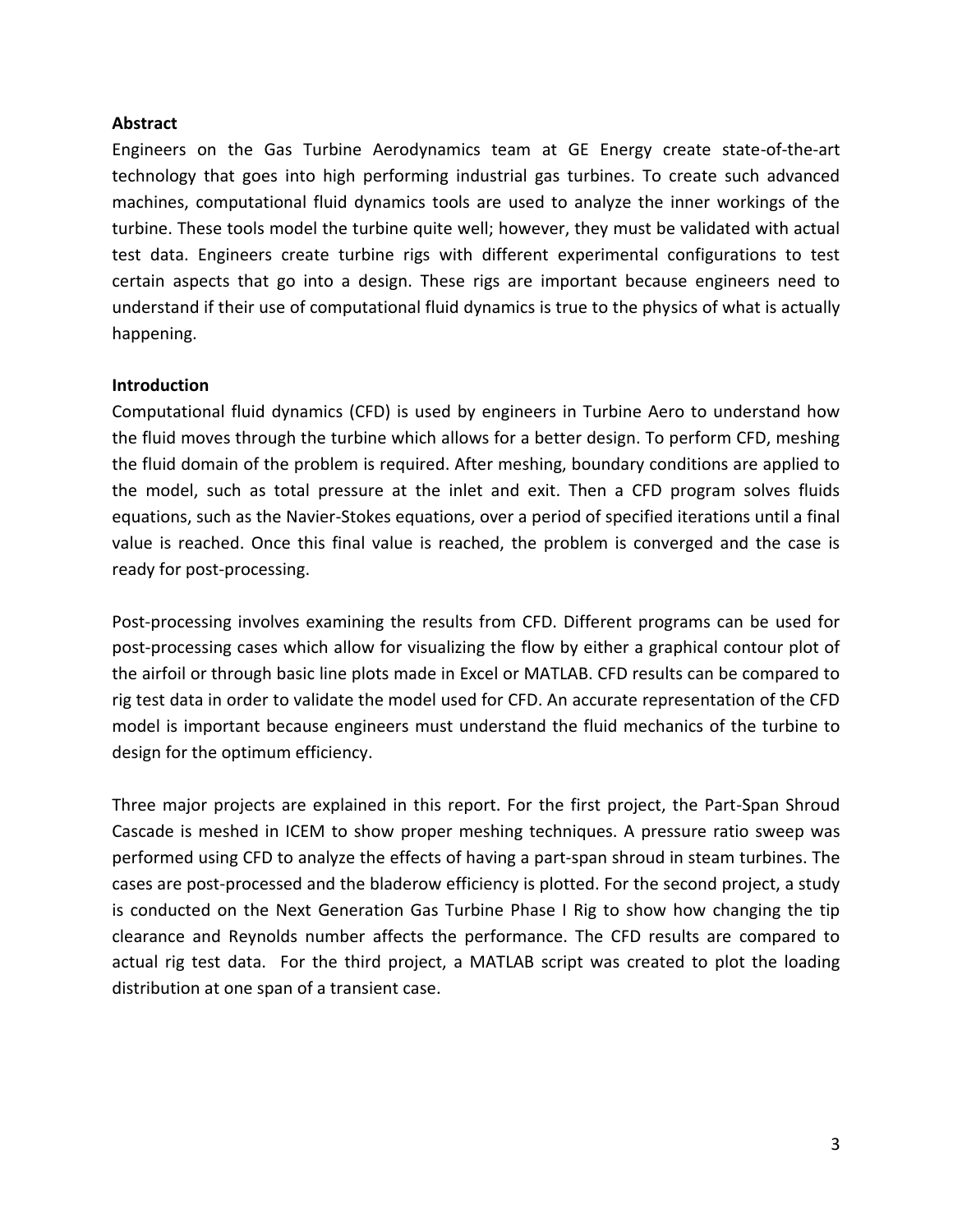## Abstract

Engineers on the Gas Turbine Aerodynamics team at GE Energy create state-of-the-art technology that goes into high performing industrial gas turbines. To create such advanced machines, computational fluid dynamics tools are used to analyze the inner workings of the turbine. These tools model the turbine quite well; however, they must be validated with actual test data. Engineers create turbine rigs with different experimental configurations to test certain aspects that go into a design. These rigs are important because engineers need to understand if their use of computational fluid dynamics is true to the physics of what is actually happening.

## Introduction

Computational fluid dynamics (CFD) is used by engineers in Turbine Aero to understand how the fluid moves through the turbine which allows for a better design. To perform CFD, meshing the fluid domain of the problem is required. After meshing, boundary conditions are applied to the model, such as total pressure at the inlet and exit. Then a CFD program solves fluids equations, such as the Navier-Stokes equations, over a period of specified iterations until a final value is reached. Once this final value is reached, the problem is converged and the case is ready for post-processing.

Post-processing involves examining the results from CFD. Different programs can be used for post-processing cases which allow for visualizing the flow by either a graphical contour plot of the airfoil or through basic line plots made in Excel or MATLAB. CFD results can be compared to rig test data in order to validate the model used for CFD. An accurate representation of the CFD model is important because engineers must understand the fluid mechanics of the turbine to design for the optimum efficiency.

Three major projects are explained in this report. For the first project, the Part-Span Shroud Cascade is meshed in ICEM to show proper meshing techniques. A pressure ratio sweep was performed using CFD to analyze the effects of having a part-span shroud in steam turbines. The cases are post-processed and the bladerow efficiency is plotted. For the second project, a study is conducted on the Next Generation Gas Turbine Phase I Rig to show how changing the tip clearance and Reynolds number affects the performance. The CFD results are compared to actual rig test data. For the third project, a MATLAB script was created to plot the loading distribution at one span of a transient case.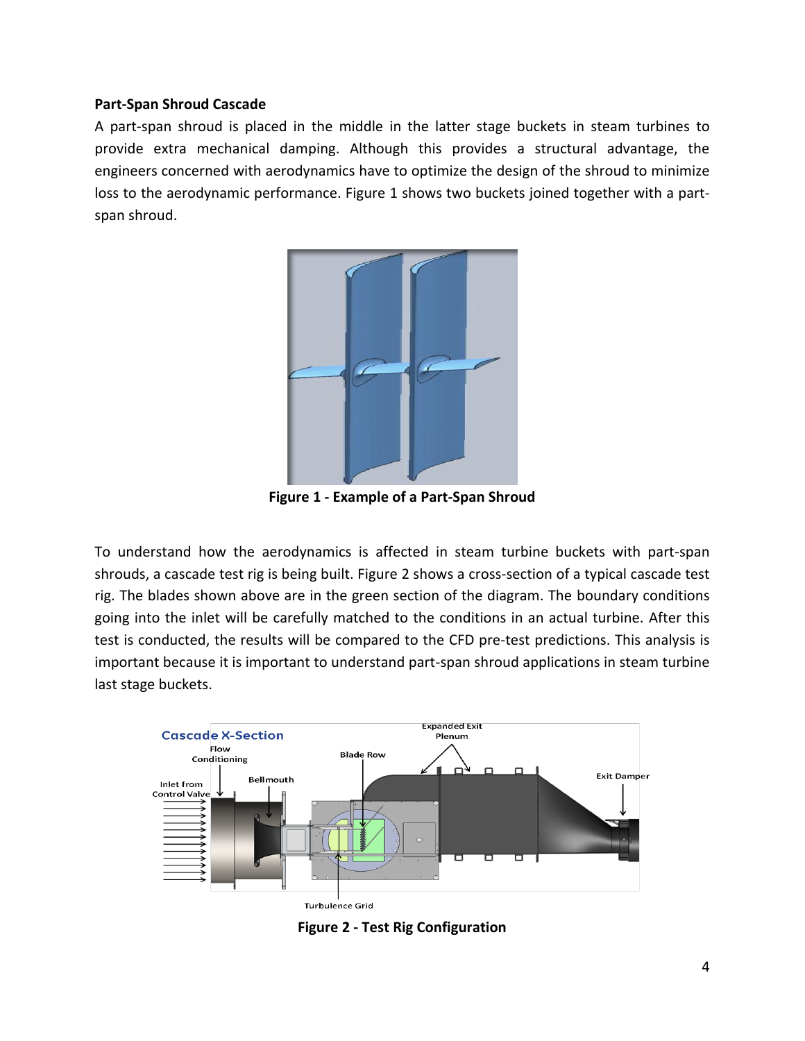**Part-Span Shroud Cascade**

A part-span shroud is placed in the middle in the latter stage buckets in steam turbines to provide extra mechanical damping. Although this provides a structural advantage, the engineers concerned with aerodynamics have to optimize the design of the shroud to minimize loss to the aerodynamic performance. Figure 1 shows two buckets joined together with a part-span shroud.

**Figure 1 - Example of a Part-Span Shroud**

To understand how the aerodynamics is affected in steam turbine buckets with part-span shrouds, a cascade test rig is being built. Figure 2 shows a cross-section of a typical cascade test rig. The blades shown above are in the green section of the diagram. The boundary conditions going into the inlet will be carefully matched to the conditions in an actual turbine. After this test is conducted, the results will be compared to the CFD pre-test predictions. This analysis is important because it is important to understand part-span shroud applications in steam turbine last stage buckets.

**Figure 2 - Test Rig Configuration**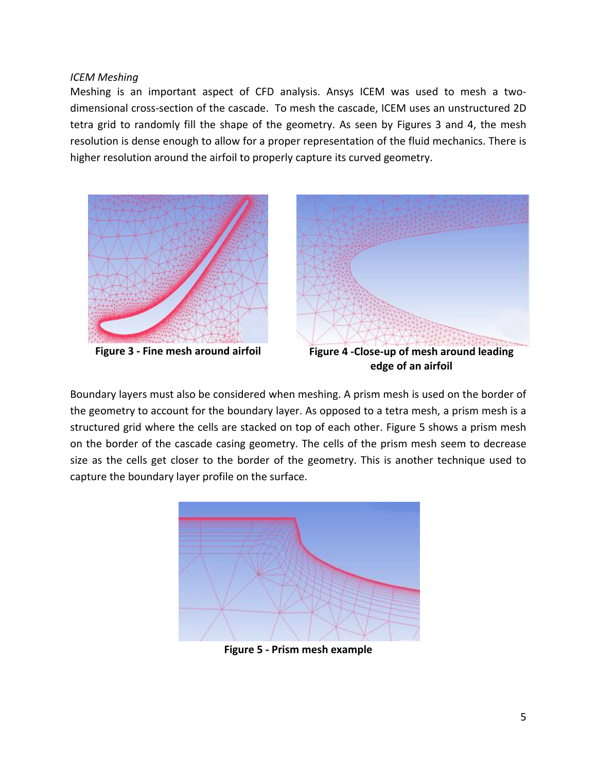*ICEM Meshing*

Meshing is an important aspect of CFD analysis. Ansys ICEM was used to mesh a two-dimensional cross-section of the cascade. To mesh the cascade, ICEM uses an unstructured 2D tetra grid to randomly fill the shape of the geometry. As seen by Figures 3 and 4, the mesh resolution is dense enough to allow for a proper representation of the fluid mechanics. There is higher resolution around the airfoil to properly capture its curved geometry.

**Figure 3 - Fine mesh around airfoil**

**Figure 4 -Close-up of mesh around leading edge of an airfoil**

Boundary layers must also be considered when meshing. A prism mesh is used on the border of the geometry to account for the boundary layer. As opposed to a tetra mesh, a prism mesh is a structured grid where the cells are stacked on top of each other. Figure 5 shows a prism mesh on the border of the cascade casing geometry. The cells of the prism mesh seem to decrease size as the cells get closer to the border of the geometry. This is another technique used to capture the boundary layer profile on the surface.

**Figure 5 - Prism mesh example**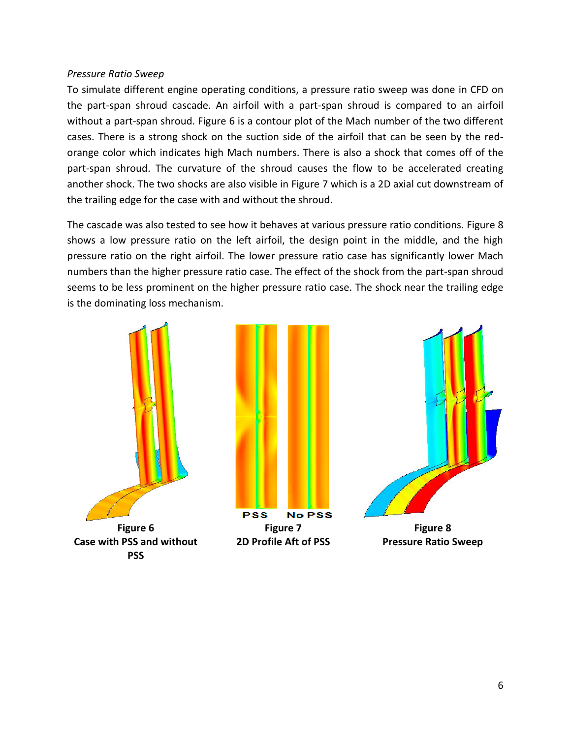*Pressure Ratio Sweep*

To simulate different engine operating conditions, a pressure ratio sweep was done in CFD on the part-span shroud cascade. An airfoil with a part-span shroud is compared to an airfoil without a part-span shroud. Figure 6 is a contour plot of the Mach number of the two different cases. There is a strong shock on the suction side of the airfoil that can be seen by the red-orange color which indicates high Mach numbers. There is also a shock that comes off of the part-span shroud. The curvature of the shroud causes the flow to be accelerated creating another shock. The two shocks are also visible in Figure 7 which is a 2D axial cut downstream of the trailing edge for the case with and without the shroud.

The cascade was also tested to see how it behaves at various pressure ratio conditions. Figure 8 shows a low pressure ratio on the left airfoil, the design point in the middle, and the high pressure ratio on the right airfoil. The lower pressure ratio case has significantly lower Mach numbers than the higher pressure ratio case. The effect of the shock from the part-span shroud seems to be less prominent on the higher pressure ratio case. The shock near the trailing edge is the dominating loss mechanism.

**Figure 6**
**Case with PSS and without PSS**

PSS　No PSS

**Figure 7**
**2D Profile Aft of PSS**

**Figure 8**
**Pressure Ratio Sweep**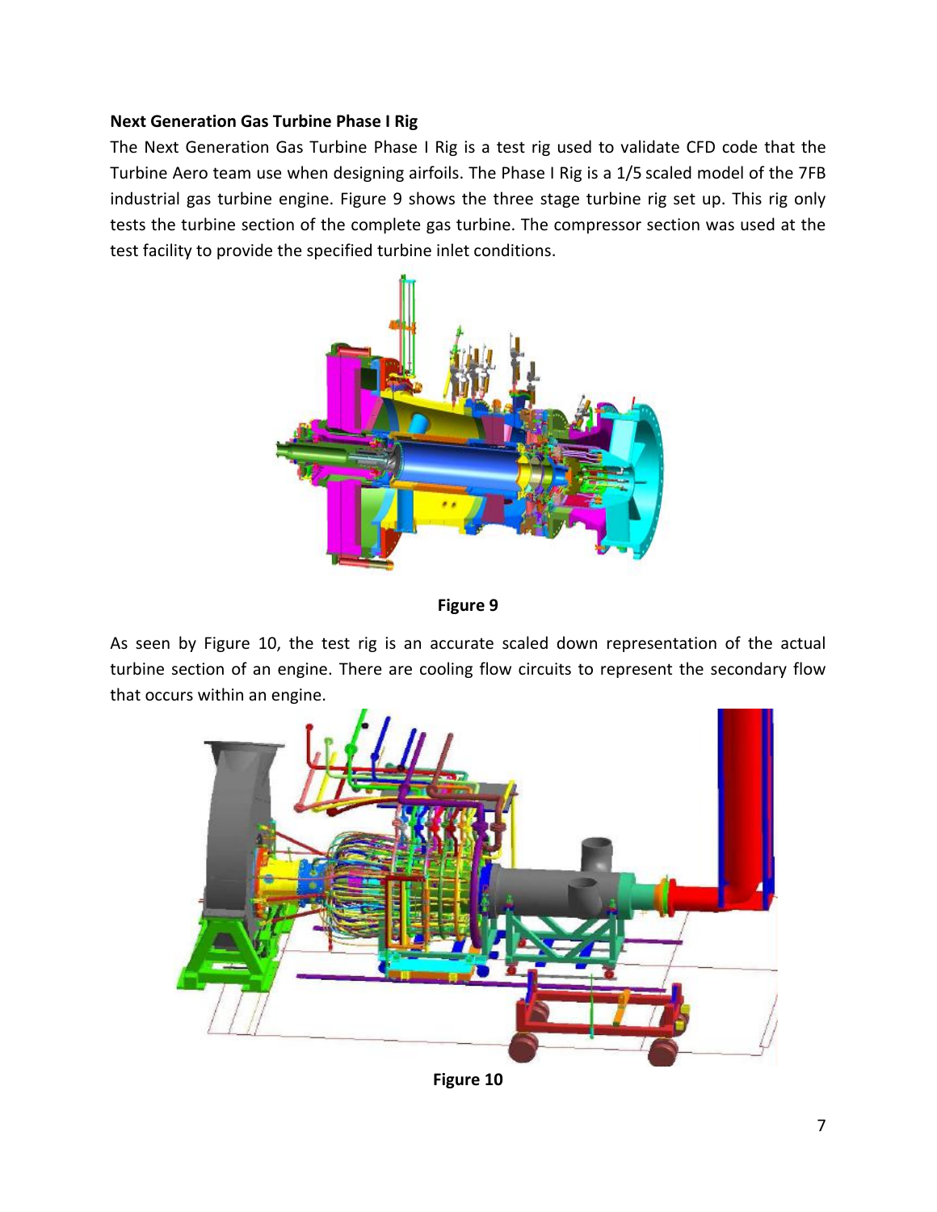**Next Generation Gas Turbine Phase I Rig**

The Next Generation Gas Turbine Phase I Rig is a test rig used to validate CFD code that the Turbine Aero team use when designing airfoils. The Phase I Rig is a 1/5 scaled model of the 7FB industrial gas turbine engine. Figure 9 shows the three stage turbine rig set up. This rig only tests the turbine section of the complete gas turbine. The compressor section was used at the test facility to provide the specified turbine inlet conditions.

**Figure 9**

As seen by Figure 10, the test rig is an accurate scaled down representation of the actual turbine section of an engine. There are cooling flow circuits to represent the secondary flow that occurs within an engine.

**Figure 10**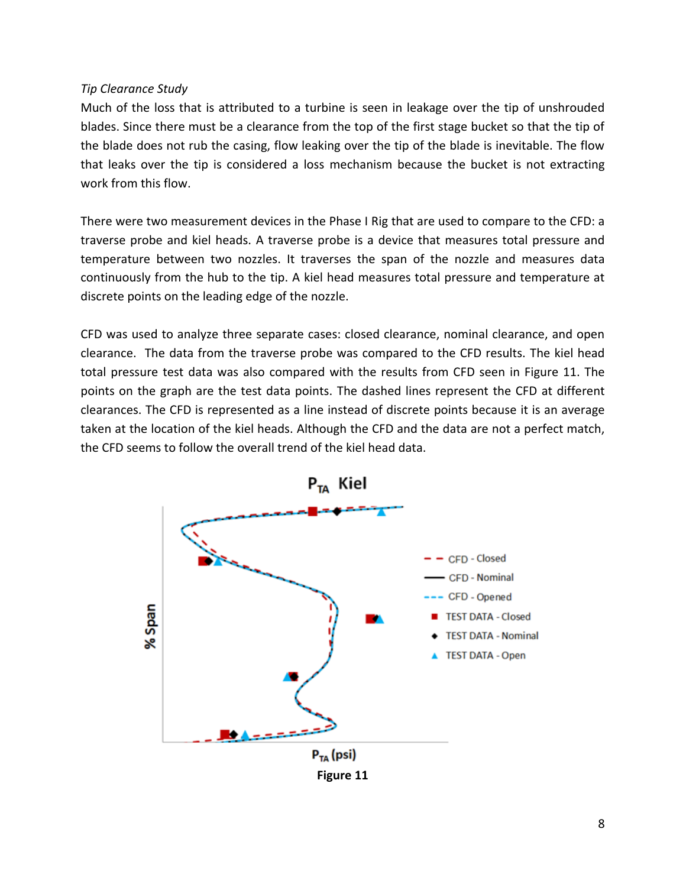*Tip Clearance Study*

Much of the loss that is attributed to a turbine is seen in leakage over the tip of unshrouded blades. Since there must be a clearance from the top of the first stage bucket so that the tip of the blade does not rub the casing, flow leaking over the tip of the blade is inevitable. The flow that leaks over the tip is considered a loss mechanism because the bucket is not extracting work from this flow.

There were two measurement devices in the Phase I Rig that are used to compare to the CFD: a traverse probe and kiel heads. A traverse probe is a device that measures total pressure and temperature between two nozzles. It traverses the span of the nozzle and measures data continuously from the hub to the tip. A kiel head measures total pressure and temperature at discrete points on the leading edge of the nozzle.

CFD was used to analyze three separate cases: closed clearance, nominal clearance, and open clearance. The data from the traverse probe was compared to the CFD results. The kiel head total pressure test data was also compared with the results from CFD seen in Figure 11. The points on the graph are the test data points. The dashed lines represent the CFD at different clearances. The CFD is represented as a line instead of discrete points because it is an average taken at the location of the kiel heads. Although the CFD and the data are not a perfect match, the CFD seems to follow the overall trend of the kiel head data.

**Figure 11**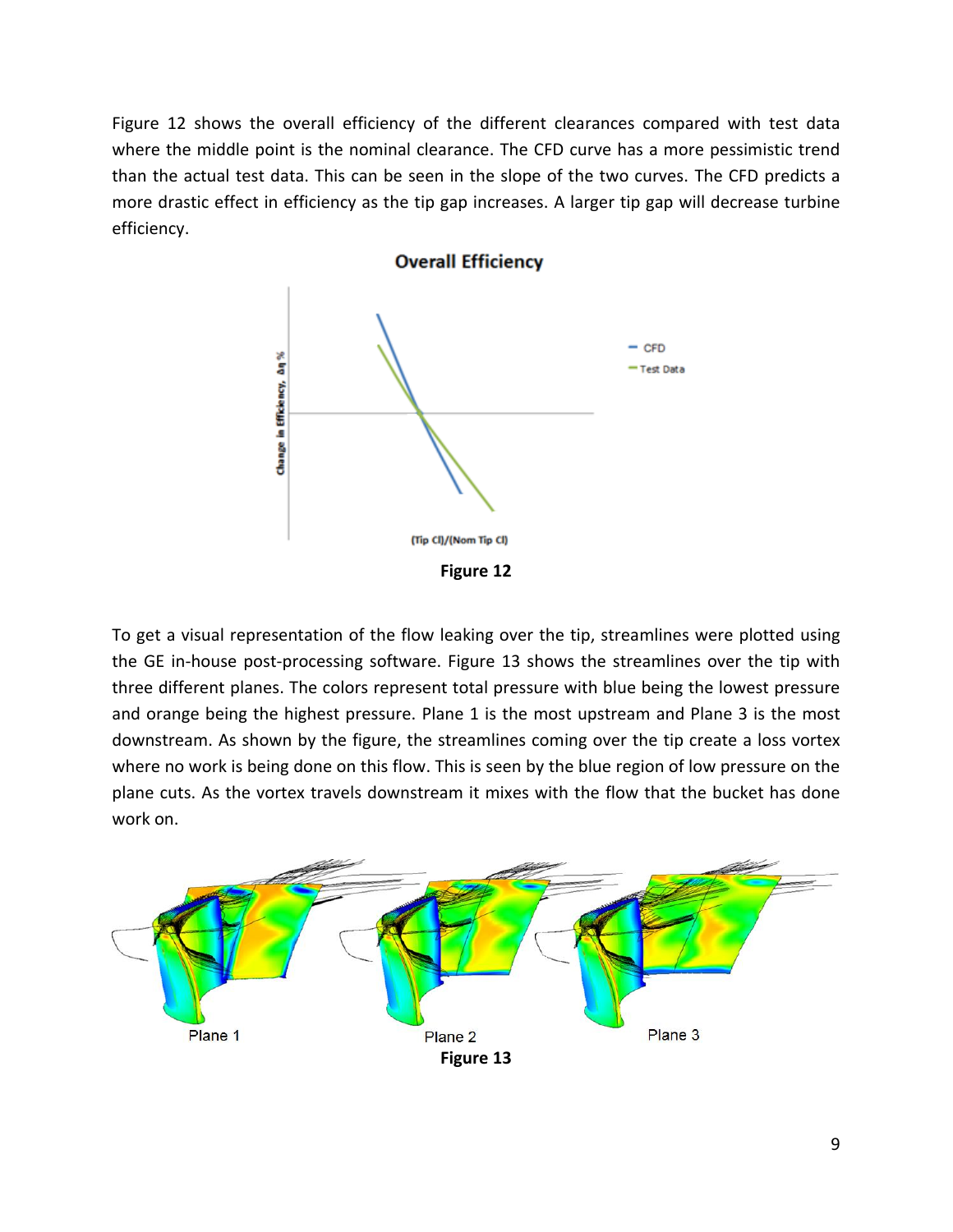Figure 12 shows the overall efficiency of the different clearances compared with test data where the middle point is the nominal clearance. The CFD curve has a more pessimistic trend than the actual test data. This can be seen in the slope of the two curves. The CFD predicts a more drastic effect in efficiency as the tip gap increases. A larger tip gap will decrease turbine efficiency.

Figure 12

To get a visual representation of the flow leaking over the tip, streamlines were plotted using the GE in-house post-processing software. Figure 13 shows the streamlines over the tip with three different planes. The colors represent total pressure with blue being the lowest pressure and orange being the highest pressure. Plane 1 is the most upstream and Plane 3 is the most downstream. As shown by the figure, the streamlines coming over the tip create a loss vortex where no work is being done on this flow. This is seen by the blue region of low pressure on the plane cuts. As the vortex travels downstream it mixes with the flow that the bucket has done work on.

Figure 13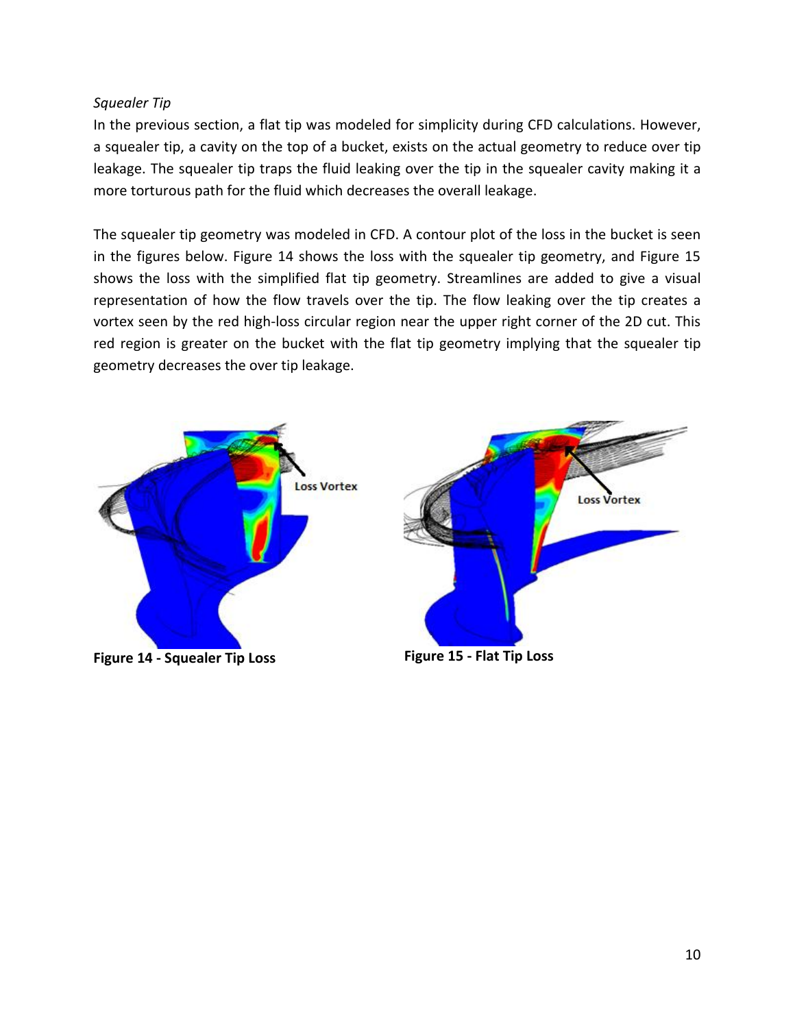*Squealer Tip*

In the previous section, a flat tip was modeled for simplicity during CFD calculations. However, a squealer tip, a cavity on the top of a bucket, exists on the actual geometry to reduce over tip leakage. The squealer tip traps the fluid leaking over the tip in the squealer cavity making it a more torturous path for the fluid which decreases the overall leakage.

The squealer tip geometry was modeled in CFD. A contour plot of the loss in the bucket is seen in the figures below. Figure 14 shows the loss with the squealer tip geometry, and Figure 15 shows the loss with the simplified flat tip geometry. Streamlines are added to give a visual representation of how the flow travels over the tip. The flow leaking over the tip creates a vortex seen by the red high-loss circular region near the upper right corner of the 2D cut. This red region is greater on the bucket with the flat tip geometry implying that the squealer tip geometry decreases the over tip leakage.

**Figure 14 - Squealer Tip Loss**

**Figure 15 - Flat Tip Loss**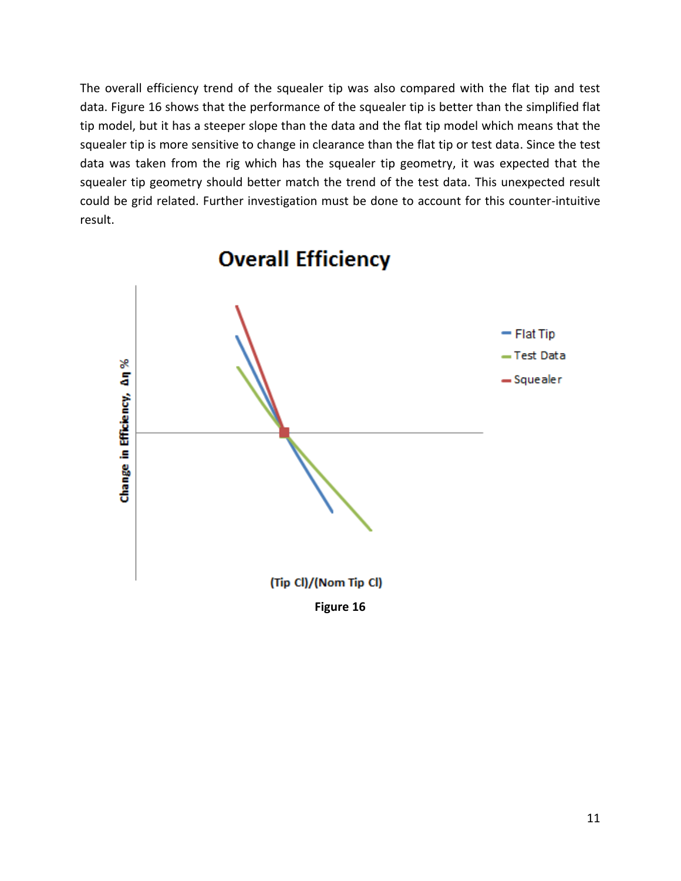The overall efficiency trend of the squealer tip was also compared with the flat tip and test data. Figure 16 shows that the performance of the squealer tip is better than the simplified flat tip model, but it has a steeper slope than the data and the flat tip model which means that the squealer tip is more sensitive to change in clearance than the flat tip or test data. Since the test data was taken from the rig which has the squealer tip geometry, it was expected that the squealer tip geometry should better match the trend of the test data. This unexpected result could be grid related. Further investigation must be done to account for this counter-intuitive result.

**Figure 16**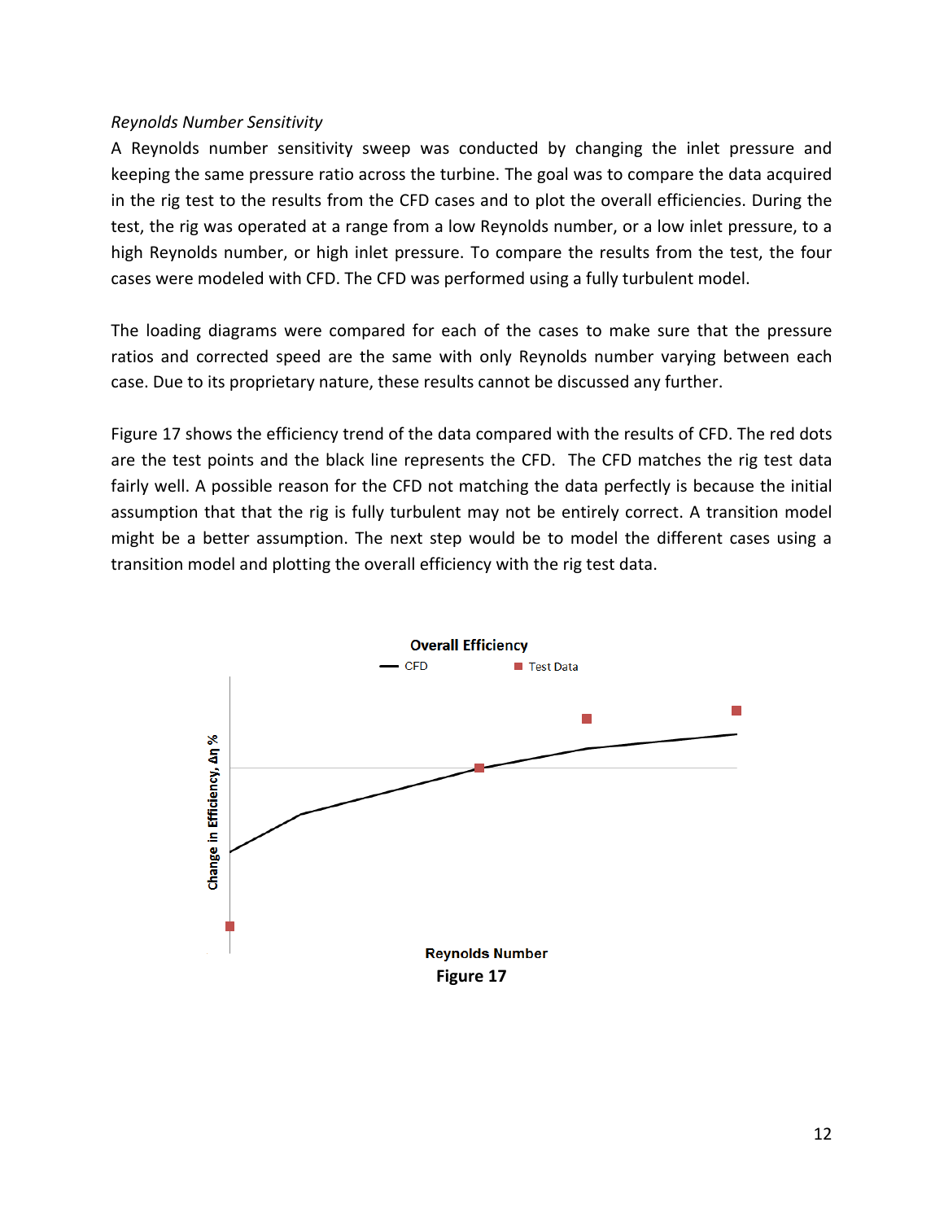*Reynolds Number Sensitivity*

A Reynolds number sensitivity sweep was conducted by changing the inlet pressure and keeping the same pressure ratio across the turbine. The goal was to compare the data acquired in the rig test to the results from the CFD cases and to plot the overall efficiencies. During the test, the rig was operated at a range from a low Reynolds number, or a low inlet pressure, to a high Reynolds number, or high inlet pressure. To compare the results from the test, the four cases were modeled with CFD. The CFD was performed using a fully turbulent model.

The loading diagrams were compared for each of the cases to make sure that the pressure ratios and corrected speed are the same with only Reynolds number varying between each case. Due to its proprietary nature, these results cannot be discussed any further.

Figure 17 shows the efficiency trend of the data compared with the results of CFD. The red dots are the test points and the black line represents the CFD. The CFD matches the rig test data fairly well. A possible reason for the CFD not matching the data perfectly is because the initial assumption that that the rig is fully turbulent may not be entirely correct. A transition model might be a better assumption. The next step would be to model the different cases using a transition model and plotting the overall efficiency with the rig test data.

**Overall Efficiency**

CFD — Test Data

Change in Efficiency, Δη %

Reynolds Number

**Figure 17**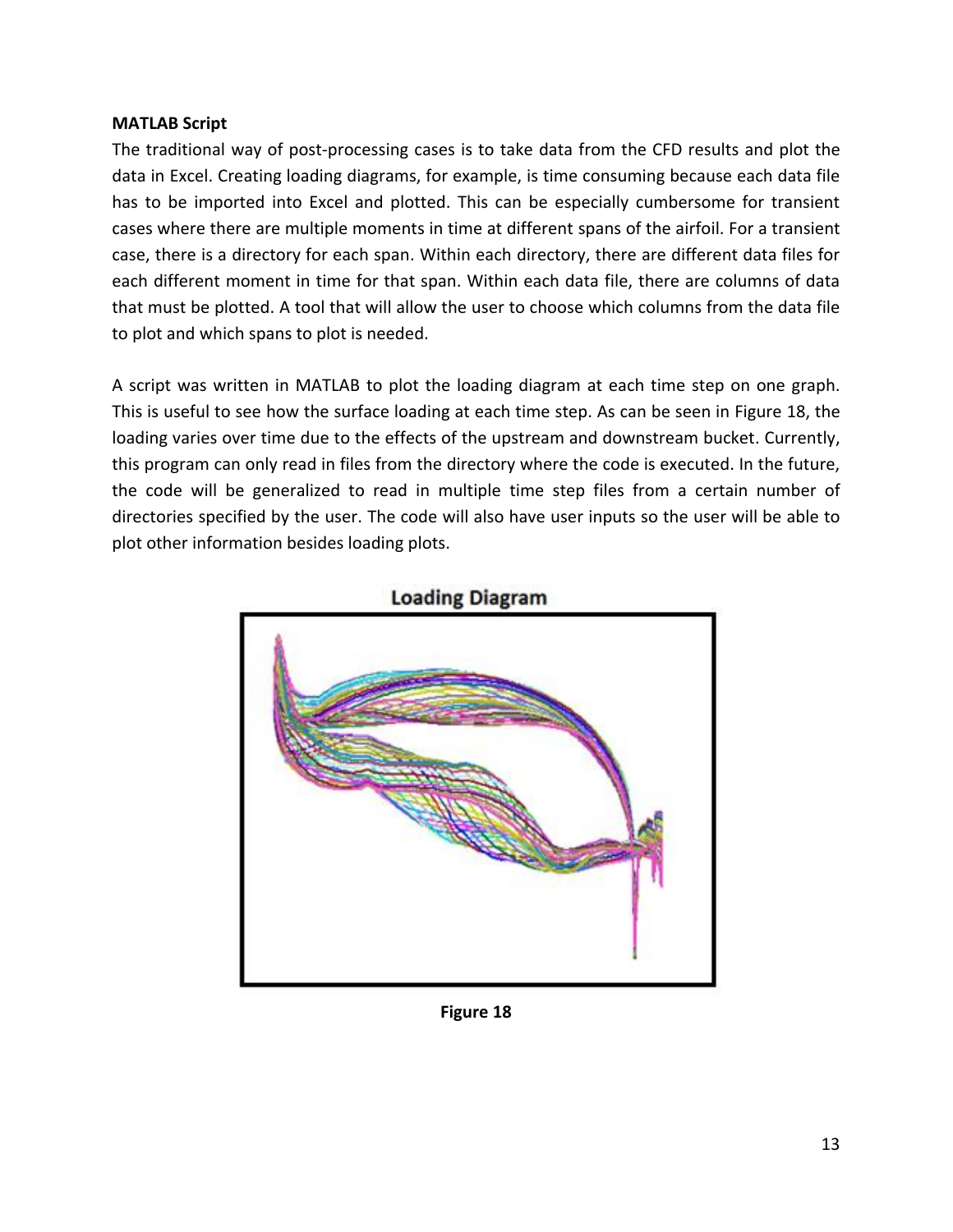**MATLAB Script**

The traditional way of post-processing cases is to take data from the CFD results and plot the data in Excel. Creating loading diagrams, for example, is time consuming because each data file has to be imported into Excel and plotted. This can be especially cumbersome for transient cases where there are multiple moments in time at different spans of the airfoil. For a transient case, there is a directory for each span. Within each directory, there are different data files for each different moment in time for that span. Within each data file, there are columns of data that must be plotted. A tool that will allow the user to choose which columns from the data file to plot and which spans to plot is needed.

A script was written in MATLAB to plot the loading diagram at each time step on one graph. This is useful to see how the surface loading at each time step. As can be seen in Figure 18, the loading varies over time due to the effects of the upstream and downstream bucket. Currently, this program can only read in files from the directory where the code is executed. In the future, the code will be generalized to read in multiple time step files from a certain number of directories specified by the user. The code will also have user inputs so the user will be able to plot other information besides loading plots.

Loading Diagram

**Figure 18**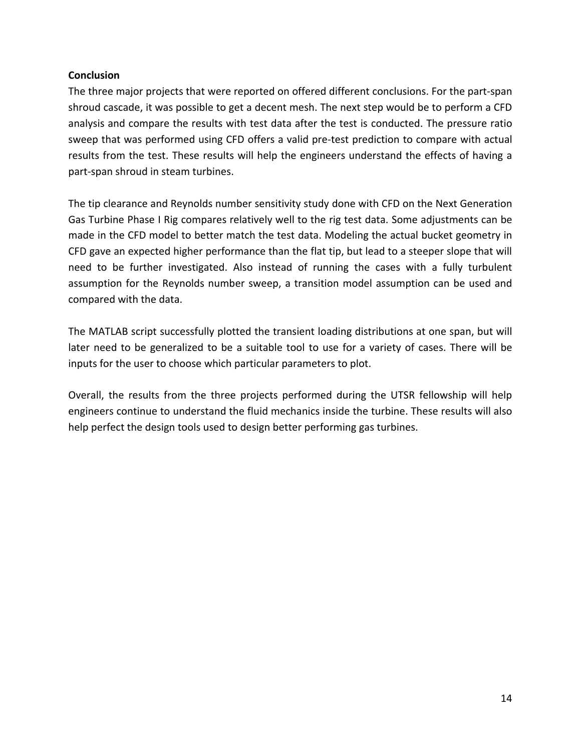**Conclusion**

The three major projects that were reported on offered different conclusions. For the part-span shroud cascade, it was possible to get a decent mesh. The next step would be to perform a CFD analysis and compare the results with test data after the test is conducted. The pressure ratio sweep that was performed using CFD offers a valid pre-test prediction to compare with actual results from the test. These results will help the engineers understand the effects of having a part-span shroud in steam turbines.

The tip clearance and Reynolds number sensitivity study done with CFD on the Next Generation Gas Turbine Phase I Rig compares relatively well to the rig test data. Some adjustments can be made in the CFD model to better match the test data. Modeling the actual bucket geometry in CFD gave an expected higher performance than the flat tip, but lead to a steeper slope that will need to be further investigated. Also instead of running the cases with a fully turbulent assumption for the Reynolds number sweep, a transition model assumption can be used and compared with the data.

The MATLAB script successfully plotted the transient loading distributions at one span, but will later need to be generalized to be a suitable tool to use for a variety of cases. There will be inputs for the user to choose which particular parameters to plot.

Overall, the results from the three projects performed during the UTSR fellowship will help engineers continue to understand the fluid mechanics inside the turbine. These results will also help perfect the design tools used to design better performing gas turbines.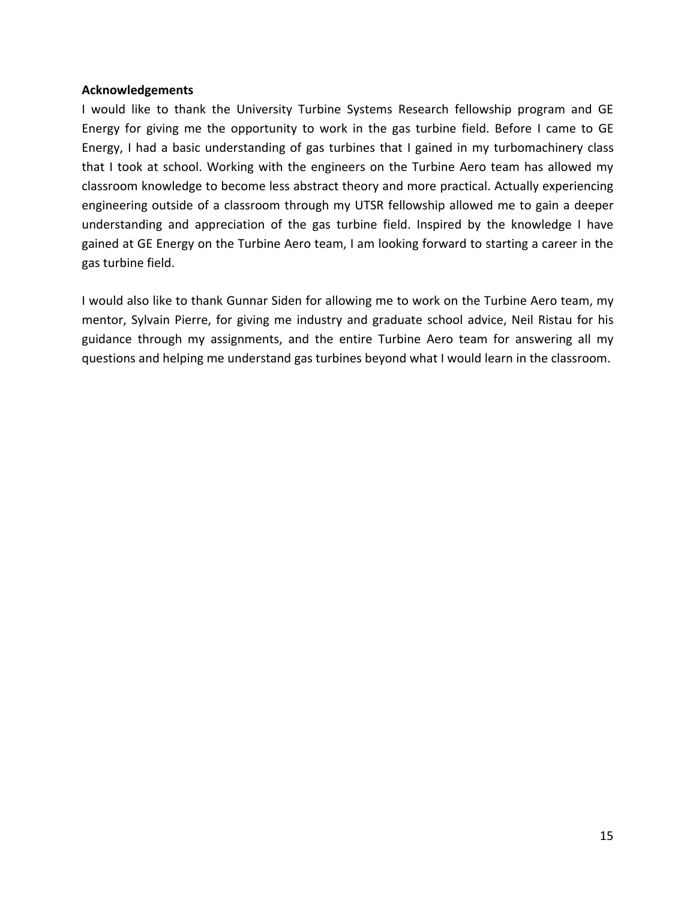## Acknowledgements

I would like to thank the University Turbine Systems Research fellowship program and GE Energy for giving me the opportunity to work in the gas turbine field. Before I came to GE Energy, I had a basic understanding of gas turbines that I gained in my turbomachinery class that I took at school. Working with the engineers on the Turbine Aero team has allowed my classroom knowledge to become less abstract theory and more practical. Actually experiencing engineering outside of a classroom through my UTSR fellowship allowed me to gain a deeper understanding and appreciation of the gas turbine field. Inspired by the knowledge I have gained at GE Energy on the Turbine Aero team, I am looking forward to starting a career in the gas turbine field.

I would also like to thank Gunnar Siden for allowing me to work on the Turbine Aero team, my mentor, Sylvain Pierre, for giving me industry and graduate school advice, Neil Ristau for his guidance through my assignments, and the entire Turbine Aero team for answering all my questions and helping me understand gas turbines beyond what I would learn in the classroom.